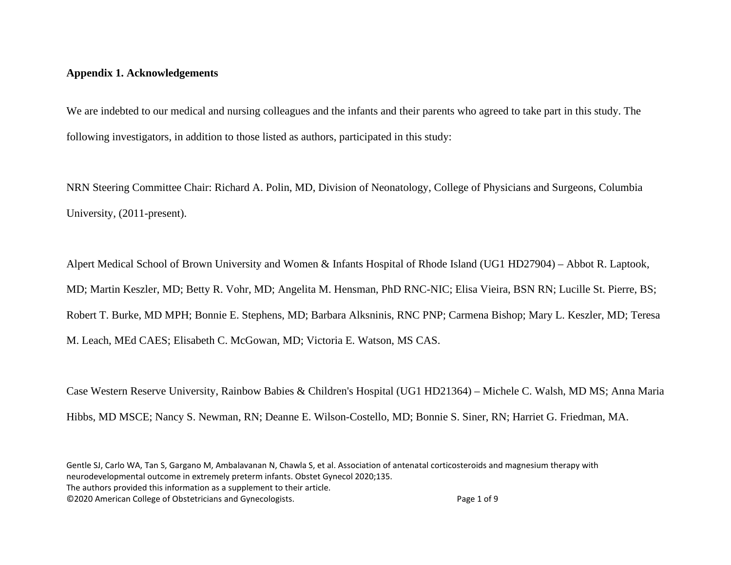**Appendix 1. Acknowledgements**

We are indebted to our medical and nursing colleagues and the infants and their parents who agreed to take part in this study. The following investigators, in addition to those listed as authors, participated in this study:

NRN Steering Committee Chair: Richard A. Polin, MD, Division of Neonatology, College of Physicians and Surgeons, Columbia University, (2011-present).

Alpert Medical School of Brown University and Women & Infants Hospital of Rhode Island (UG1 HD27904) – Abbot R. Laptook, MD; Martin Keszler, MD; Betty R. Vohr, MD; Angelita M. Hensman, PhD RNC-NIC; Elisa Vieira, BSN RN; Lucille St. Pierre, BS; Robert T. Burke, MD MPH; Bonnie E. Stephens, MD; Barbara Alksninis, RNC PNP; Carmena Bishop; Mary L. Keszler, MD; Teresa M. Leach, MEd CAES; Elisabeth C. McGowan, MD; Victoria E. Watson, MS CAS.

Case Western Reserve University, Rainbow Babies & Children's Hospital (UG1 HD21364) – Michele C. Walsh, MD MS; Anna Maria Hibbs, MD MSCE; Nancy S. Newman, RN; Deanne E. Wilson-Costello, MD; Bonnie S. Siner, RN; Harriet G. Friedman, MA.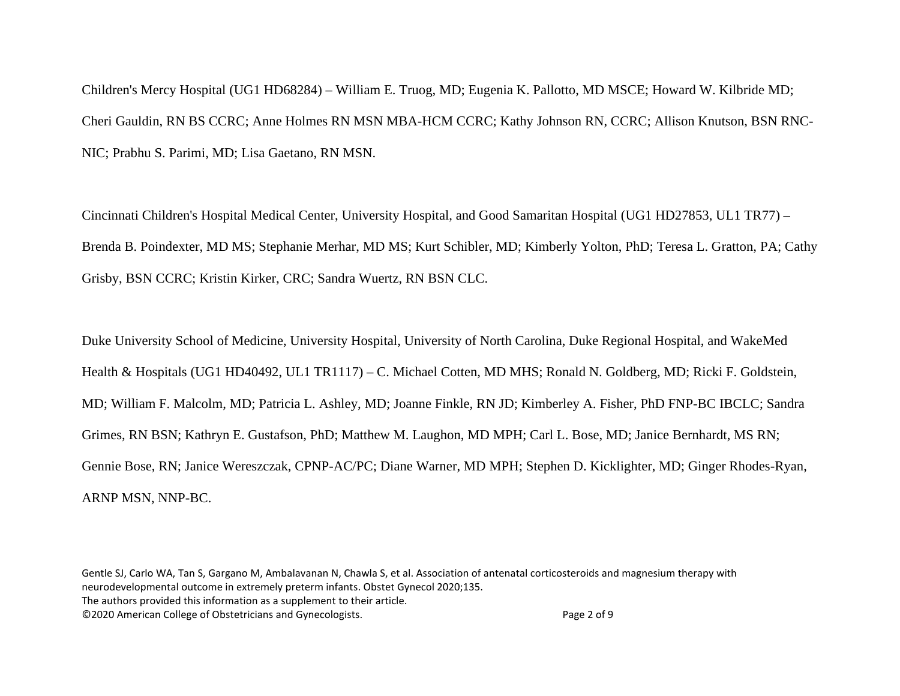Children's Mercy Hospital (UG1 HD68284) – William E. Truog, MD; Eugenia K. Pallotto, MD MSCE; Howard W. Kilbride MD; Cheri Gauldin, RN BS CCRC; Anne Holmes RN MSN MBA-HCM CCRC; Kathy Johnson RN, CCRC; Allison Knutson, BSN RNC-NIC; Prabhu S. Parimi, MD; Lisa Gaetano, RN MSN.

Cincinnati Children's Hospital Medical Center, University Hospital, and Good Samaritan Hospital (UG1 HD27853, UL1 TR77) – Brenda B. Poindexter, MD MS; Stephanie Merhar, MD MS; Kurt Schibler, MD; Kimberly Yolton, PhD; Teresa L. Gratton, PA; Cathy Grisby, BSN CCRC; Kristin Kirker, CRC; Sandra Wuertz, RN BSN CLC.

Duke University School of Medicine, University Hospital, University of North Carolina, Duke Regional Hospital, and WakeMed Health & Hospitals (UG1 HD40492, UL1 TR1117) – C. Michael Cotten, MD MHS; Ronald N. Goldberg, MD; Ricki F. Goldstein, MD; William F. Malcolm, MD; Patricia L. Ashley, MD; Joanne Finkle, RN JD; Kimberley A. Fisher, PhD FNP-BC IBCLC; Sandra Grimes, RN BSN; Kathryn E. Gustafson, PhD; Matthew M. Laughon, MD MPH; Carl L. Bose, MD; Janice Bernhardt, MS RN; Gennie Bose, RN; Janice Wereszczak, CPNP-AC/PC; Diane Warner, MD MPH; Stephen D. Kicklighter, MD; Ginger Rhodes-Ryan, ARNP MSN, NNP-BC.

Gentle SJ, Carlo WA, Tan S, Gargano M, Ambalavanan N, Chawla S, et al. Association of antenatal corticosteroids and magnesium therapy with neurodevelopmental outcome in extremely preterm infants. Obstet Gynecol 2020;135.
The authors provided this information as a supplement to their article.
©2020 American College of Obstetricians and Gynecologists.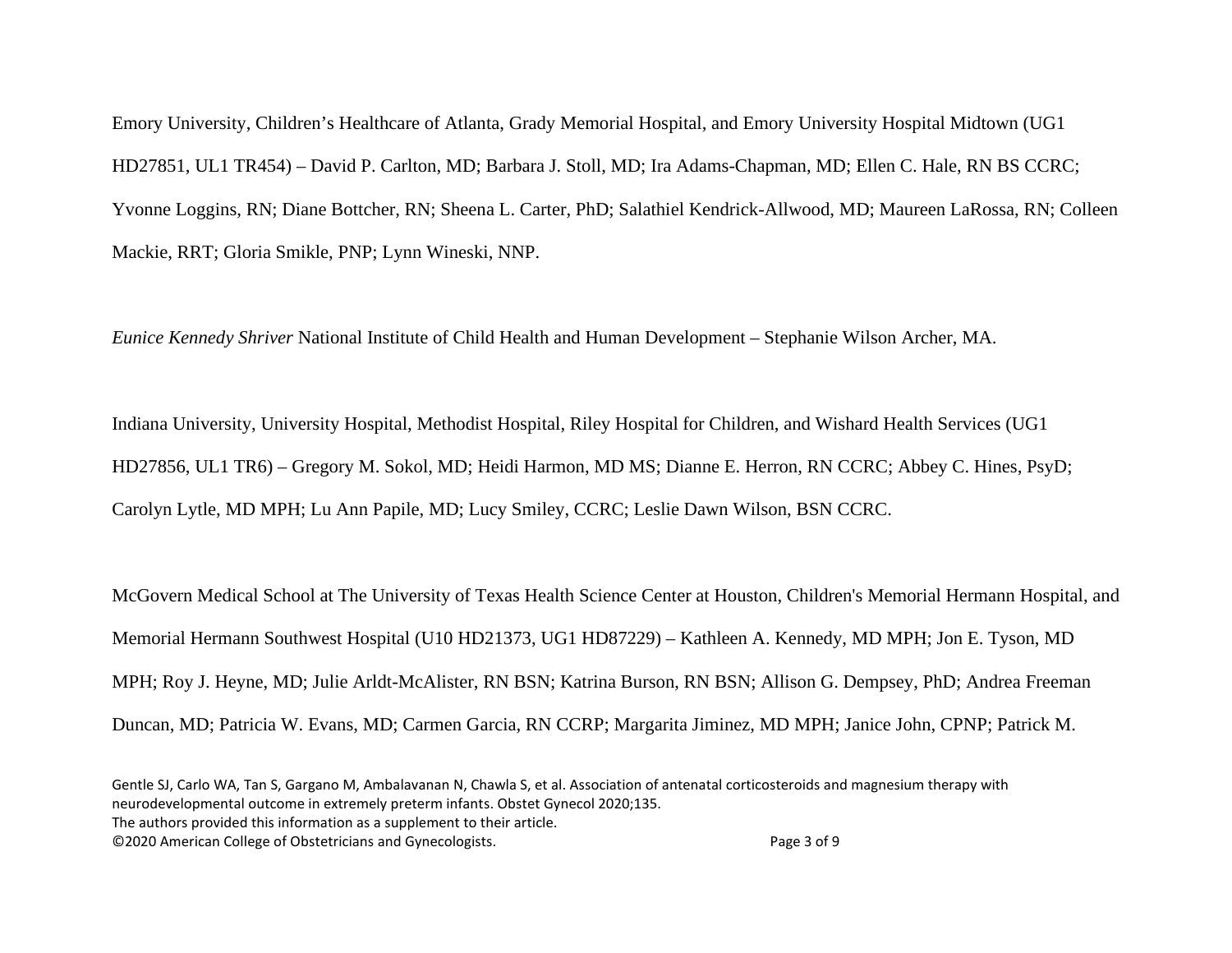Emory University, Children's Healthcare of Atlanta, Grady Memorial Hospital, and Emory University Hospital Midtown (UG1 HD27851, UL1 TR454) – David P. Carlton, MD; Barbara J. Stoll, MD; Ira Adams-Chapman, MD; Ellen C. Hale, RN BS CCRC; Yvonne Loggins, RN; Diane Bottcher, RN; Sheena L. Carter, PhD; Salathiel Kendrick-Allwood, MD; Maureen LaRossa, RN; Colleen Mackie, RRT; Gloria Smikle, PNP; Lynn Wineski, NNP.

*Eunice Kennedy Shriver* National Institute of Child Health and Human Development – Stephanie Wilson Archer, MA.

Indiana University, University Hospital, Methodist Hospital, Riley Hospital for Children, and Wishard Health Services (UG1 HD27856, UL1 TR6) – Gregory M. Sokol, MD; Heidi Harmon, MD MS; Dianne E. Herron, RN CCRC; Abbey C. Hines, PsyD; Carolyn Lytle, MD MPH; Lu Ann Papile, MD; Lucy Smiley, CCRC; Leslie Dawn Wilson, BSN CCRC.

McGovern Medical School at The University of Texas Health Science Center at Houston, Children's Memorial Hermann Hospital, and Memorial Hermann Southwest Hospital (U10 HD21373, UG1 HD87229) – Kathleen A. Kennedy, MD MPH; Jon E. Tyson, MD MPH; Roy J. Heyne, MD; Julie Arldt-McAlister, RN BSN; Katrina Burson, RN BSN; Allison G. Dempsey, PhD; Andrea Freeman Duncan, MD; Patricia W. Evans, MD; Carmen Garcia, RN CCRP; Margarita Jiminez, MD MPH; Janice John, CPNP; Patrick M.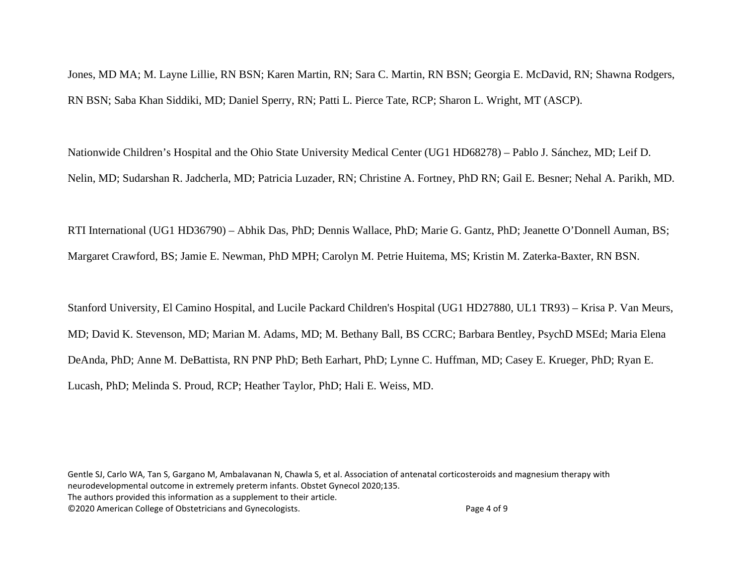Jones, MD MA; M. Layne Lillie, RN BSN; Karen Martin, RN; Sara C. Martin, RN BSN; Georgia E. McDavid, RN; Shawna Rodgers, RN BSN; Saba Khan Siddiki, MD; Daniel Sperry, RN; Patti L. Pierce Tate, RCP; Sharon L. Wright, MT (ASCP).

Nationwide Children's Hospital and the Ohio State University Medical Center (UG1 HD68278) – Pablo J. Sánchez, MD; Leif D. Nelin, MD; Sudarshan R. Jadcherla, MD; Patricia Luzader, RN; Christine A. Fortney, PhD RN; Gail E. Besner; Nehal A. Parikh, MD.

RTI International (UG1 HD36790) – Abhik Das, PhD; Dennis Wallace, PhD; Marie G. Gantz, PhD; Jeanette O'Donnell Auman, BS; Margaret Crawford, BS; Jamie E. Newman, PhD MPH; Carolyn M. Petrie Huitema, MS; Kristin M. Zaterka-Baxter, RN BSN.

Stanford University, El Camino Hospital, and Lucile Packard Children's Hospital (UG1 HD27880, UL1 TR93) – Krisa P. Van Meurs, MD; David K. Stevenson, MD; Marian M. Adams, MD; M. Bethany Ball, BS CCRC; Barbara Bentley, PsychD MSEd; Maria Elena DeAnda, PhD; Anne M. DeBattista, RN PNP PhD; Beth Earhart, PhD; Lynne C. Huffman, MD; Casey E. Krueger, PhD; Ryan E. Lucash, PhD; Melinda S. Proud, RCP; Heather Taylor, PhD; Hali E. Weiss, MD.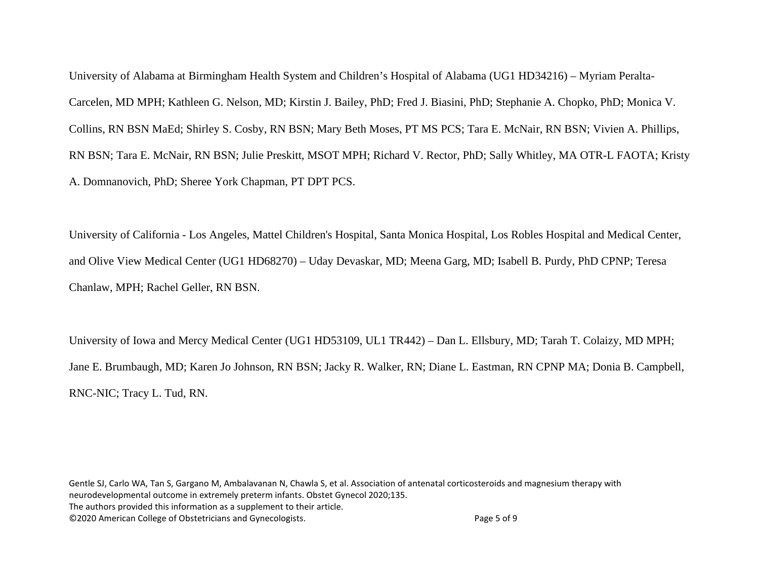University of Alabama at Birmingham Health System and Children's Hospital of Alabama (UG1 HD34216) – Myriam Peralta-Carcelen, MD MPH; Kathleen G. Nelson, MD; Kirstin J. Bailey, PhD; Fred J. Biasini, PhD; Stephanie A. Chopko, PhD; Monica V. Collins, RN BSN MaEd; Shirley S. Cosby, RN BSN; Mary Beth Moses, PT MS PCS; Tara E. McNair, RN BSN; Vivien A. Phillips, RN BSN; Tara E. McNair, RN BSN; Julie Preskitt, MSOT MPH; Richard V. Rector, PhD; Sally Whitley, MA OTR-L FAOTA; Kristy A. Domnanovich, PhD; Sheree York Chapman, PT DPT PCS.

University of California - Los Angeles, Mattel Children's Hospital, Santa Monica Hospital, Los Robles Hospital and Medical Center, and Olive View Medical Center (UG1 HD68270) – Uday Devaskar, MD; Meena Garg, MD; Isabell B. Purdy, PhD CPNP; Teresa Chanlaw, MPH; Rachel Geller, RN BSN.

University of Iowa and Mercy Medical Center (UG1 HD53109, UL1 TR442) – Dan L. Ellsbury, MD; Tarah T. Colaizy, MD MPH; Jane E. Brumbaugh, MD; Karen Jo Johnson, RN BSN; Jacky R. Walker, RN; Diane L. Eastman, RN CPNP MA; Donia B. Campbell, RNC-NIC; Tracy L. Tud, RN.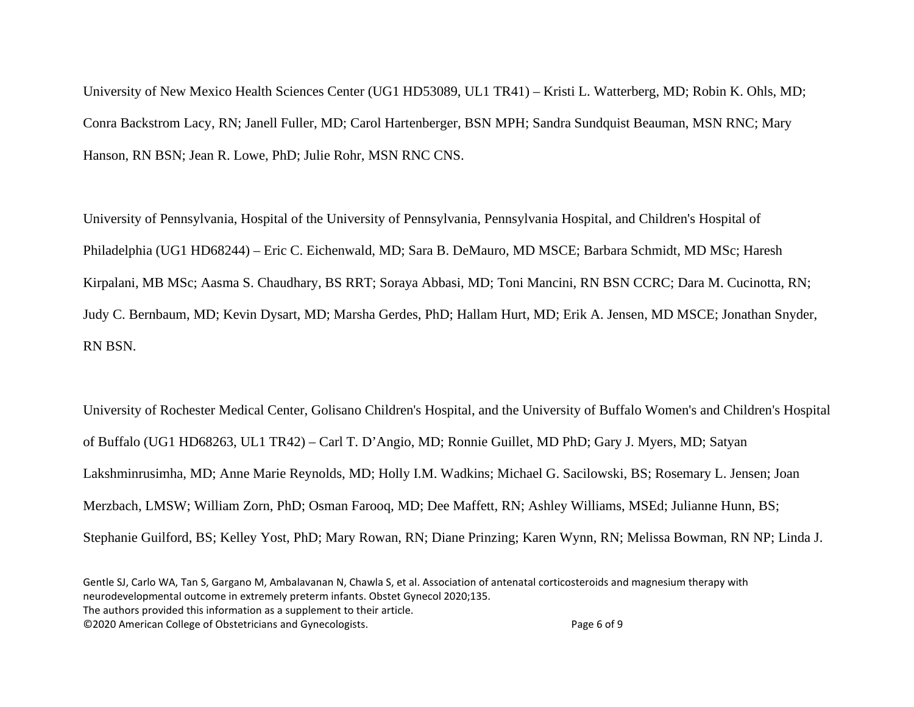University of New Mexico Health Sciences Center (UG1 HD53089, UL1 TR41) – Kristi L. Watterberg, MD; Robin K. Ohls, MD; Conra Backstrom Lacy, RN; Janell Fuller, MD; Carol Hartenberger, BSN MPH; Sandra Sundquist Beauman, MSN RNC; Mary Hanson, RN BSN; Jean R. Lowe, PhD; Julie Rohr, MSN RNC CNS.

University of Pennsylvania, Hospital of the University of Pennsylvania, Pennsylvania Hospital, and Children's Hospital of Philadelphia (UG1 HD68244) – Eric C. Eichenwald, MD; Sara B. DeMauro, MD MSCE; Barbara Schmidt, MD MSc; Haresh Kirpalani, MB MSc; Aasma S. Chaudhary, BS RRT; Soraya Abbasi, MD; Toni Mancini, RN BSN CCRC; Dara M. Cucinotta, RN; Judy C. Bernbaum, MD; Kevin Dysart, MD; Marsha Gerdes, PhD; Hallam Hurt, MD; Erik A. Jensen, MD MSCE; Jonathan Snyder, RN BSN.

University of Rochester Medical Center, Golisano Children's Hospital, and the University of Buffalo Women's and Children's Hospital of Buffalo (UG1 HD68263, UL1 TR42) – Carl T. D'Angio, MD; Ronnie Guillet, MD PhD; Gary J. Myers, MD; Satyan Lakshminrusimha, MD; Anne Marie Reynolds, MD; Holly I.M. Wadkins; Michael G. Sacilowski, BS; Rosemary L. Jensen; Joan Merzbach, LMSW; William Zorn, PhD; Osman Farooq, MD; Dee Maffett, RN; Ashley Williams, MSEd; Julianne Hunn, BS; Stephanie Guilford, BS; Kelley Yost, PhD; Mary Rowan, RN; Diane Prinzing; Karen Wynn, RN; Melissa Bowman, RN NP; Linda J.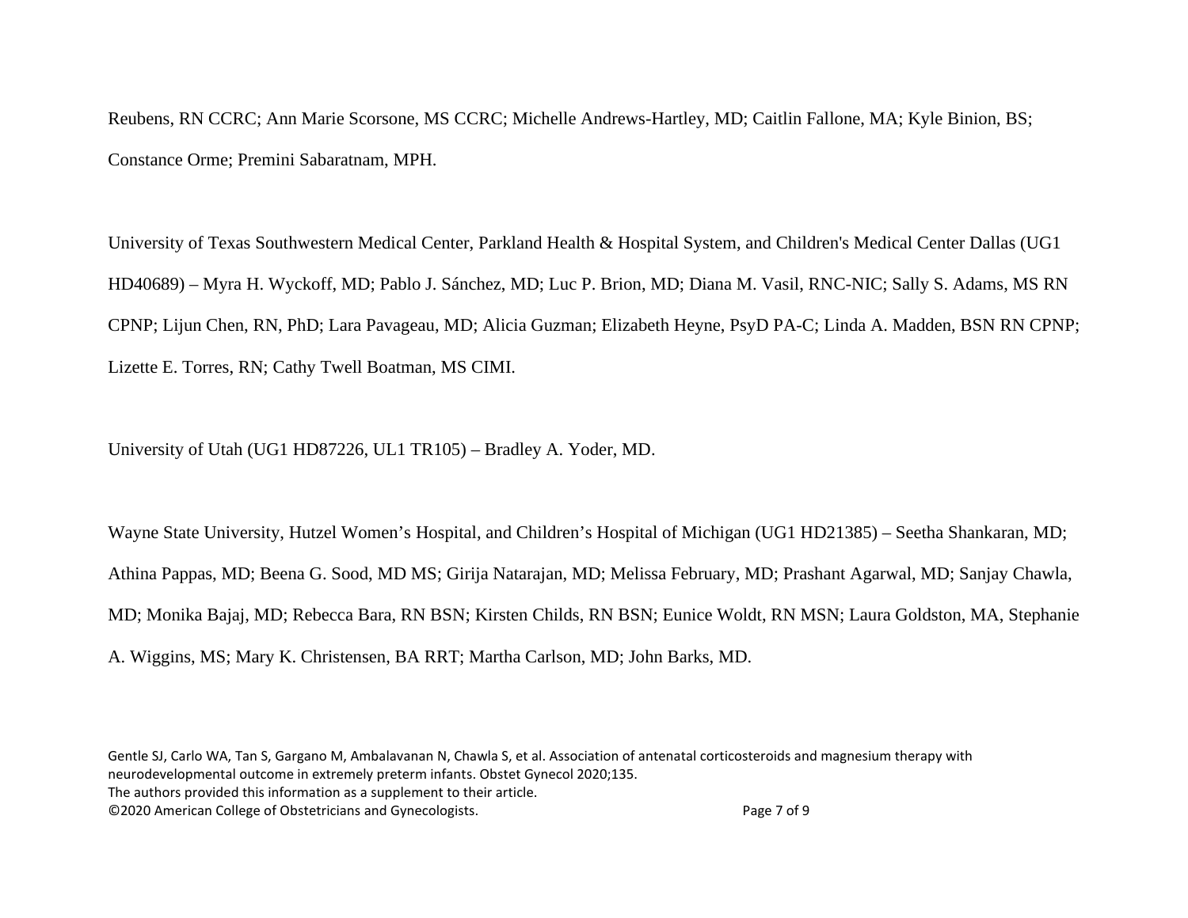Reubens, RN CCRC; Ann Marie Scorsone, MS CCRC; Michelle Andrews-Hartley, MD; Caitlin Fallone, MA; Kyle Binion, BS; Constance Orme; Premini Sabaratnam, MPH.

University of Texas Southwestern Medical Center, Parkland Health & Hospital System, and Children's Medical Center Dallas (UG1 HD40689) – Myra H. Wyckoff, MD; Pablo J. Sánchez, MD; Luc P. Brion, MD; Diana M. Vasil, RNC-NIC; Sally S. Adams, MS RN CPNP; Lijun Chen, RN, PhD; Lara Pavageau, MD; Alicia Guzman; Elizabeth Heyne, PsyD PA-C; Linda A. Madden, BSN RN CPNP; Lizette E. Torres, RN; Cathy Twell Boatman, MS CIMI.

University of Utah (UG1 HD87226, UL1 TR105) – Bradley A. Yoder, MD.

Wayne State University, Hutzel Women's Hospital, and Children's Hospital of Michigan (UG1 HD21385) – Seetha Shankaran, MD; Athina Pappas, MD; Beena G. Sood, MD MS; Girija Natarajan, MD; Melissa February, MD; Prashant Agarwal, MD; Sanjay Chawla, MD; Monika Bajaj, MD; Rebecca Bara, RN BSN; Kirsten Childs, RN BSN; Eunice Woldt, RN MSN; Laura Goldston, MA, Stephanie A. Wiggins, MS; Mary K. Christensen, BA RRT; Martha Carlson, MD; John Barks, MD.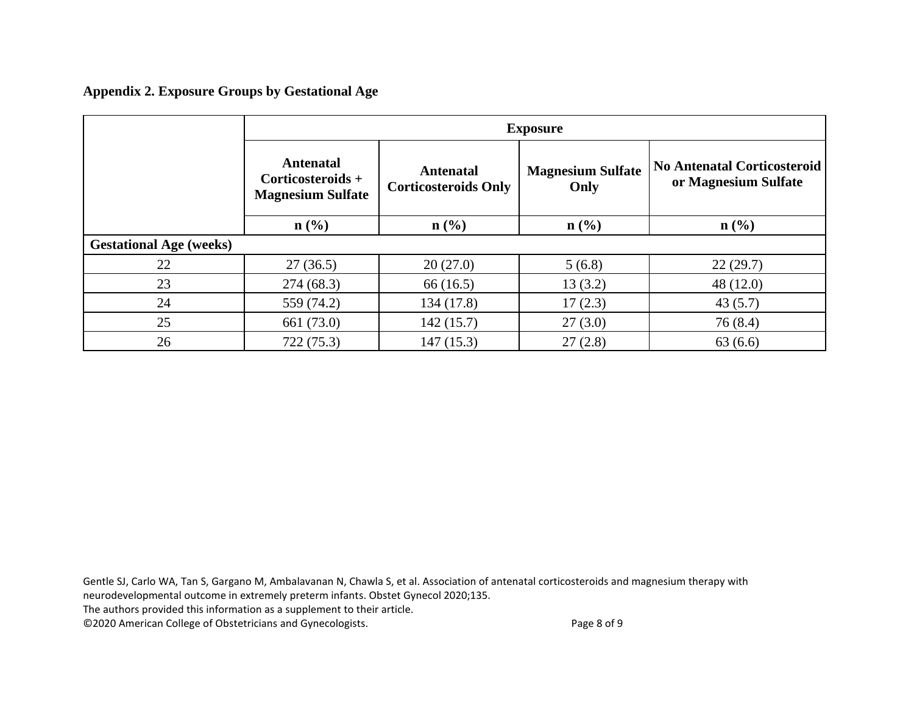**Appendix 2. Exposure Groups by Gestational Age**

| | Exposure | | | |
|---|---|---|---|---|
| | Antenatal Corticosteroids + Magnesium Sulfate | Antenatal Corticosteroids Only | Magnesium Sulfate Only | No Antenatal Corticosteroid or Magnesium Sulfate |
| | n (%) | n (%) | n (%) | n (%) |
| **Gestational Age (weeks)** | | | | |
| 22 | 27 (36.5) | 20 (27.0) | 5 (6.8) | 22 (29.7) |
| 23 | 274 (68.3) | 66 (16.5) | 13 (3.2) | 48 (12.0) |
| 24 | 559 (74.2) | 134 (17.8) | 17 (2.3) | 43 (5.7) |
| 25 | 661 (73.0) | 142 (15.7) | 27 (3.0) | 76 (8.4) |
| 26 | 722 (75.3) | 147 (15.3) | 27 (2.8) | 63 (6.6) |

Gentle SJ, Carlo WA, Tan S, Gargano M, Ambalavanan N, Chawla S, et al. Association of antenatal corticosteroids and magnesium therapy with neurodevelopmental outcome in extremely preterm infants. Obstet Gynecol 2020;135.
The authors provided this information as a supplement to their article.
©2020 American College of Obstetricians and Gynecologists.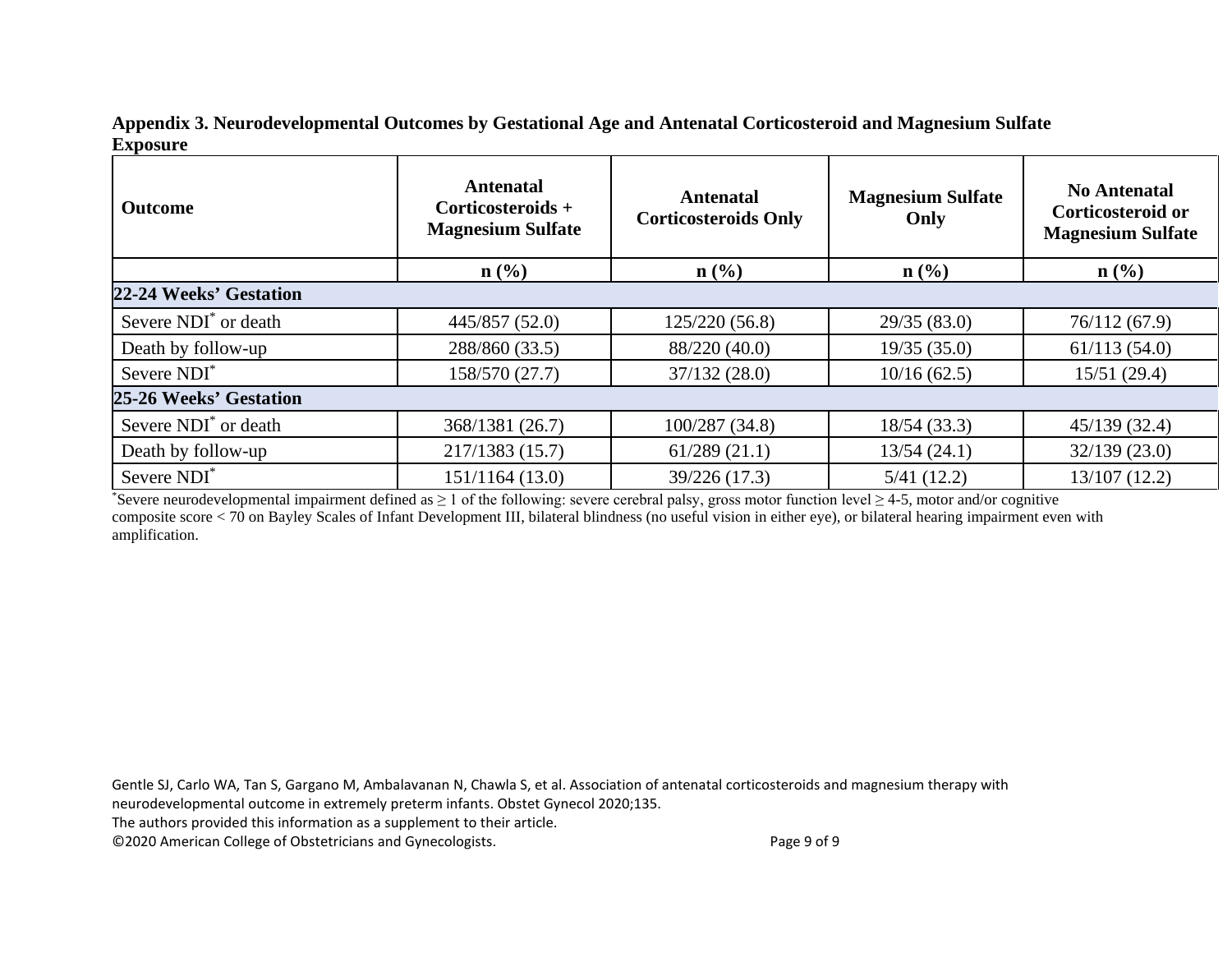**Appendix 3. Neurodevelopmental Outcomes by Gestational Age and Antenatal Corticosteroid and Magnesium Sulfate Exposure**

| Outcome | Antenatal Corticosteroids + Magnesium Sulfate | Antenatal Corticosteroids Only | Magnesium Sulfate Only | No Antenatal Corticosteroid or Magnesium Sulfate |
|---|---|---|---|---|
| | n (%) | n (%) | n (%) | n (%) |
| **22-24 Weeks' Gestation** | | | | |
| Severe NDI* or death | 445/857 (52.0) | 125/220 (56.8) | 29/35 (83.0) | 76/112 (67.9) |
| Death by follow-up | 288/860 (33.5) | 88/220 (40.0) | 19/35 (35.0) | 61/113 (54.0) |
| Severe NDI* | 158/570 (27.7) | 37/132 (28.0) | 10/16 (62.5) | 15/51 (29.4) |
| **25-26 Weeks' Gestation** | | | | |
| Severe NDI* or death | 368/1381 (26.7) | 100/287 (34.8) | 18/54 (33.3) | 45/139 (32.4) |
| Death by follow-up | 217/1383 (15.7) | 61/289 (21.1) | 13/54 (24.1) | 32/139 (23.0) |
| Severe NDI* | 151/1164 (13.0) | 39/226 (17.3) | 5/41 (12.2) | 13/107 (12.2) |

*Severe neurodevelopmental impairment defined as ≥ 1 of the following: severe cerebral palsy, gross motor function level ≥ 4-5, motor and/or cognitive composite score < 70 on Bayley Scales of Infant Development III, bilateral blindness (no useful vision in either eye), or bilateral hearing impairment even with amplification.

Gentle SJ, Carlo WA, Tan S, Gargano M, Ambalavanan N, Chawla S, et al. Association of antenatal corticosteroids and magnesium therapy with neurodevelopmental outcome in extremely preterm infants. Obstet Gynecol 2020;135.

The authors provided this information as a supplement to their article.

©2020 American College of Obstetricians and Gynecologists.